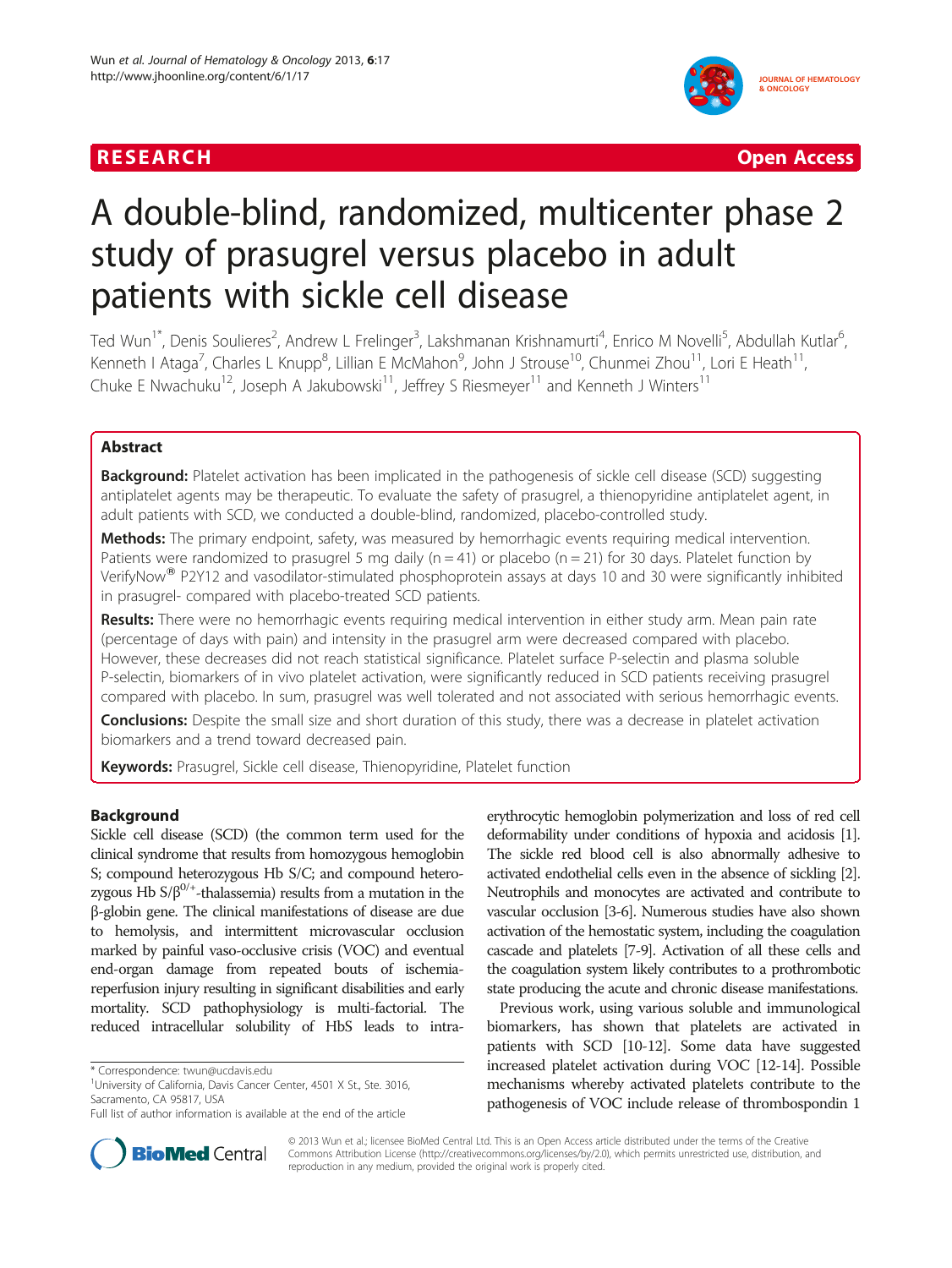# A double-blind, randomized, multicenter phase 2 study of prasugrel versus placebo in adult patients with sickle cell disease

Ted Wun[1*], Denis Soulieres[2], Andrew L Frelinger[3], Lakshmanan Krishnamurti[4], Enrico M Novelli[5], Abdullah Kutlar[6], Kenneth I Ataga[7], Charles L Knupp[8], Lillian E McMahon[9], John J Strouse[10], Chunmei Zhou[11], Lori E Heath[11], Chuke E Nwachuku[12], Joseph A Jakubowski[11], Jeffrey S Riesmeyer[11] and Kenneth J Winters[11]

## Abstract

**Background:** Platelet activation has been implicated in the pathogenesis of sickle cell disease (SCD) suggesting antiplatelet agents may be therapeutic. To evaluate the safety of prasugrel, a thienopyridine antiplatelet agent, in adult patients with SCD, we conducted a double-blind, randomized, placebo-controlled study.

**Methods:** The primary endpoint, safety, was measured by hemorrhagic events requiring medical intervention. Patients were randomized to prasugrel 5 mg daily (n = 41) or placebo (n = 21) for 30 days. Platelet function by VerifyNow® P2Y12 and vasodilator-stimulated phosphoprotein assays at days 10 and 30 were significantly inhibited in prasugrel- compared with placebo-treated SCD patients.

**Results:** There were no hemorrhagic events requiring medical intervention in either study arm. Mean pain rate (percentage of days with pain) and intensity in the prasugrel arm were decreased compared with placebo. However, these decreases did not reach statistical significance. Platelet surface P-selectin and plasma soluble P-selectin, biomarkers of in vivo platelet activation, were significantly reduced in SCD patients receiving prasugrel compared with placebo. In sum, prasugrel was well tolerated and not associated with serious hemorrhagic events.

**Conclusions:** Despite the small size and short duration of this study, there was a decrease in platelet activation biomarkers and a trend toward decreased pain.

**Keywords:** Prasugrel, Sickle cell disease, Thienopyridine, Platelet function

## Background

Sickle cell disease (SCD) (the common term used for the clinical syndrome that results from homozygous hemoglobin S; compound heterozygous Hb S/C; and compound heterozygous Hb S/$\beta^{0/+}$-thalassemia) results from a mutation in the β-globin gene. The clinical manifestations of disease are due to hemolysis, and intermittent microvascular occlusion marked by painful vaso-occlusive crisis (VOC) and eventual end-organ damage from repeated bouts of ischemia-reperfusion injury resulting in significant disabilities and early mortality. SCD pathophysiology is multi-factorial. The reduced intracellular solubility of HbS leads to intra-erythrocytic hemoglobin polymerization and loss of red cell deformability under conditions of hypoxia and acidosis [1]. The sickle red blood cell is also abnormally adhesive to activated endothelial cells even in the absence of sickling [2]. Neutrophils and monocytes are activated and contribute to vascular occlusion [3-6]. Numerous studies have also shown activation of the hemostatic system, including the coagulation cascade and platelets [7-9]. Activation of all these cells and the coagulation system likely contributes to a prothrombotic state producing the acute and chronic disease manifestations.

Previous work, using various soluble and immunological biomarkers, has shown that platelets are activated in patients with SCD [10-12]. Some data have suggested increased platelet activation during VOC [12-14]. Possible mechanisms whereby activated platelets contribute to the pathogenesis of VOC include release of thrombospondin 1

\* Correspondence: twun@ucdavis.edu
[1]University of California, Davis Cancer Center, 4501 X St., Ste. 3016, Sacramento, CA 95817, USA
Full list of author information is available at the end of the article

© 2013 Wun et al.; licensee BioMed Central Ltd. This is an Open Access article distributed under the terms of the Creative Commons Attribution License (http://creativecommons.org/licenses/by/2.0), which permits unrestricted use, distribution, and reproduction in any medium, provided the original work is properly cited.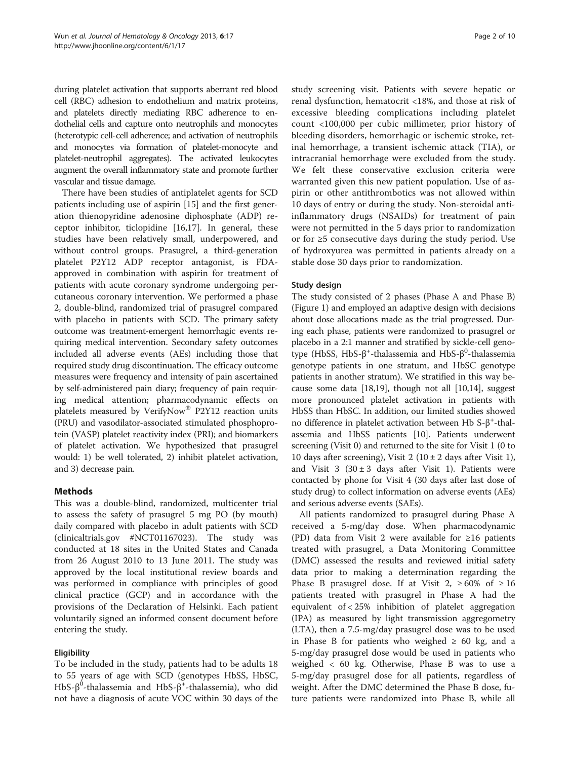during platelet activation that supports aberrant red blood cell (RBC) adhesion to endothelium and matrix proteins, and platelets directly mediating RBC adherence to endothelial cells and capture onto neutrophils and monocytes (heterotypic cell-cell adherence; and activation of neutrophils and monocytes via formation of platelet-monocyte and platelet-neutrophil aggregates). The activated leukocytes augment the overall inflammatory state and promote further vascular and tissue damage.

There have been studies of antiplatelet agents for SCD patients including use of aspirin [15] and the first generation thienopyridine adenosine diphosphate (ADP) receptor inhibitor, ticlopidine [16,17]. In general, these studies have been relatively small, underpowered, and without control groups. Prasugrel, a third-generation platelet P2Y12 ADP receptor antagonist, is FDA-approved in combination with aspirin for treatment of patients with acute coronary syndrome undergoing percutaneous coronary intervention. We performed a phase 2, double-blind, randomized trial of prasugrel compared with placebo in patients with SCD. The primary safety outcome was treatment-emergent hemorrhagic events requiring medical intervention. Secondary safety outcomes included all adverse events (AEs) including those that required study drug discontinuation. The efficacy outcome measures were frequency and intensity of pain ascertained by self-administered pain diary; frequency of pain requiring medical attention; pharmacodynamic effects on platelets measured by VerifyNow® P2Y12 reaction units (PRU) and vasodilator-associated stimulated phosphoprotein (VASP) platelet reactivity index (PRI); and biomarkers of platelet activation. We hypothesized that prasugrel would: 1) be well tolerated, 2) inhibit platelet activation, and 3) decrease pain.

## Methods

This was a double-blind, randomized, multicenter trial to assess the safety of prasugrel 5 mg PO (by mouth) daily compared with placebo in adult patients with SCD (clinicaltrials.gov #NCT01167023). The study was conducted at 18 sites in the United States and Canada from 26 August 2010 to 13 June 2011. The study was approved by the local institutional review boards and was performed in compliance with principles of good clinical practice (GCP) and in accordance with the provisions of the Declaration of Helsinki. Each patient voluntarily signed an informed consent document before entering the study.

### Eligibility

To be included in the study, patients had to be adults 18 to 55 years of age with SCD (genotypes HbSS, HbSC, HbS-$\beta^0$-thalassemia and HbS-$\beta^+$-thalassemia), who did not have a diagnosis of acute VOC within 30 days of the study screening visit. Patients with severe hepatic or renal dysfunction, hematocrit <18%, and those at risk of excessive bleeding complications including platelet count <100,000 per cubic millimeter, prior history of bleeding disorders, hemorrhagic or ischemic stroke, retinal hemorrhage, a transient ischemic attack (TIA), or intracranial hemorrhage were excluded from the study. We felt these conservative exclusion criteria were warranted given this new patient population. Use of aspirin or other antithrombotics was not allowed within 10 days of entry or during the study. Non-steroidal anti-inflammatory drugs (NSAIDs) for treatment of pain were not permitted in the 5 days prior to randomization or for ≥5 consecutive days during the study period. Use of hydroxyurea was permitted in patients already on a stable dose 30 days prior to randomization.

### Study design

The study consisted of 2 phases (Phase A and Phase B) (Figure 1) and employed an adaptive design with decisions about dose allocations made as the trial progressed. During each phase, patients were randomized to prasugrel or placebo in a 2:1 manner and stratified by sickle-cell genotype (HbSS, HbS-$\beta^+$-thalassemia and HbS-$\beta^0$-thalassemia genotype patients in one stratum, and HbSC genotype patients in another stratum). We stratified in this way because some data [18,19], though not all [10,14], suggest more pronounced platelet activation in patients with HbSS than HbSC. In addition, our limited studies showed no difference in platelet activation between Hb S-$\beta^+$-thalassemia and HbSS patients [10]. Patients underwent screening (Visit 0) and returned to the site for Visit 1 (0 to 10 days after screening), Visit 2 (10 ± 2 days after Visit 1), and Visit 3 (30 ± 3 days after Visit 1). Patients were contacted by phone for Visit 4 (30 days after last dose of study drug) to collect information on adverse events (AEs) and serious adverse events (SAEs).

All patients randomized to prasugrel during Phase A received a 5-mg/day dose. When pharmacodynamic (PD) data from Visit 2 were available for ≥16 patients treated with prasugrel, a Data Monitoring Committee (DMC) assessed the results and reviewed initial safety data prior to making a determination regarding the Phase B prasugrel dose. If at Visit 2, ≥ 60% of ≥ 16 patients treated with prasugrel in Phase A had the equivalent of < 25% inhibition of platelet aggregation (IPA) as measured by light transmission aggregometry (LTA), then a 7.5-mg/day prasugrel dose was to be used in Phase B for patients who weighed ≥ 60 kg, and a 5-mg/day prasugrel dose would be used in patients who weighed < 60 kg. Otherwise, Phase B was to use a 5-mg/day prasugrel dose for all patients, regardless of weight. After the DMC determined the Phase B dose, future patients were randomized into Phase B, while all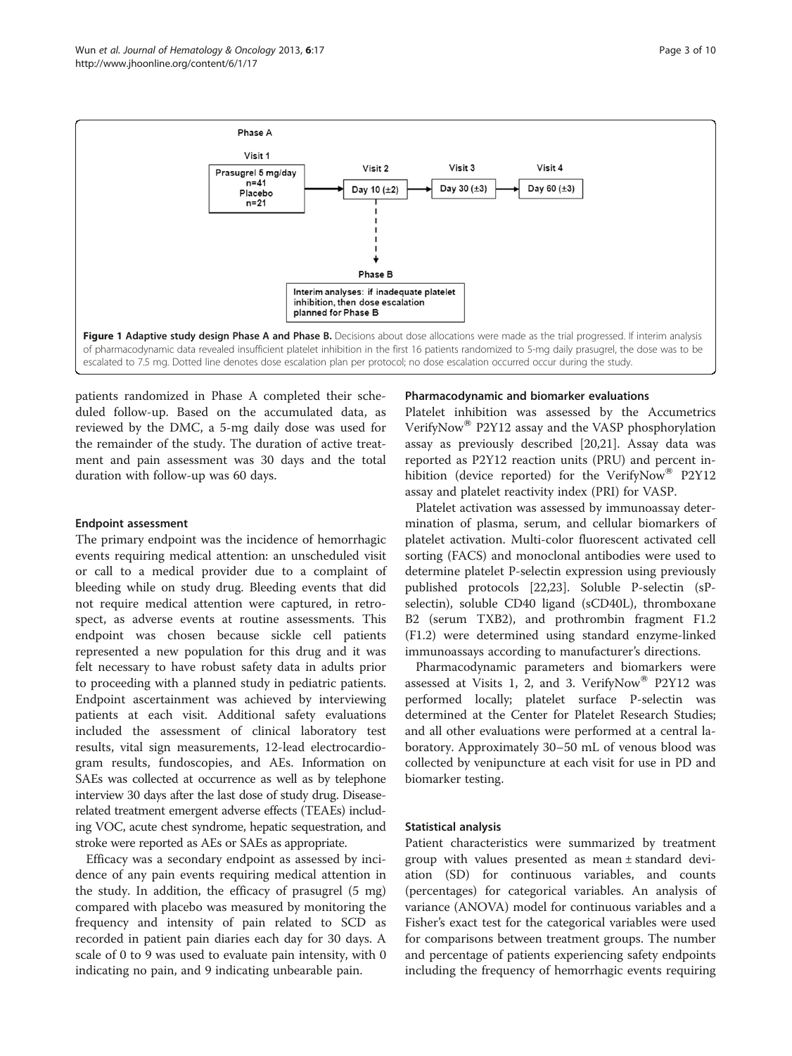Phase A

Visit 1

Prasugrel 5 mg/day
n=41
Placebo
n=21

Visit 2 — Day 10 (±2)

Visit 3 — Day 30 (±3)

Visit 4 — Day 60 (±3)

Phase B

Interim analyses: if inadequate platelet inhibition, then dose escalation planned for Phase B

**Figure 1 Adaptive study design Phase A and Phase B.** Decisions about dose allocations were made as the trial progressed. If interim analysis of pharmacodynamic data revealed insufficient platelet inhibition in the first 16 patients randomized to 5-mg daily prasugrel, the dose was to be escalated to 7.5 mg. Dotted line denotes dose escalation plan per protocol; no dose escalation occurred occur during the study.

patients randomized in Phase A completed their scheduled follow-up. Based on the accumulated data, as reviewed by the DMC, a 5-mg daily dose was used for the remainder of the study. The duration of active treatment and pain assessment was 30 days and the total duration with follow-up was 60 days.

### Endpoint assessment

The primary endpoint was the incidence of hemorrhagic events requiring medical attention: an unscheduled visit or call to a medical provider due to a complaint of bleeding while on study drug. Bleeding events that did not require medical attention were captured, in retrospect, as adverse events at routine assessments. This endpoint was chosen because sickle cell patients represented a new population for this drug and it was felt necessary to have robust safety data in adults prior to proceeding with a planned study in pediatric patients. Endpoint ascertainment was achieved by interviewing patients at each visit. Additional safety evaluations included the assessment of clinical laboratory test results, vital sign measurements, 12-lead electrocardiogram results, fundoscopies, and AEs. Information on SAEs was collected at occurrence as well as by telephone interview 30 days after the last dose of study drug. Disease-related treatment emergent adverse effects (TEAEs) including VOC, acute chest syndrome, hepatic sequestration, and stroke were reported as AEs or SAEs as appropriate.

Efficacy was a secondary endpoint as assessed by incidence of any pain events requiring medical attention in the study. In addition, the efficacy of prasugrel (5 mg) compared with placebo was measured by monitoring the frequency and intensity of pain related to SCD as recorded in patient pain diaries each day for 30 days. A scale of 0 to 9 was used to evaluate pain intensity, with 0 indicating no pain, and 9 indicating unbearable pain.

### Pharmacodynamic and biomarker evaluations

Platelet inhibition was assessed by the Accumetrics VerifyNow® P2Y12 assay and the VASP phosphorylation assay as previously described [20,21]. Assay data was reported as P2Y12 reaction units (PRU) and percent inhibition (device reported) for the VerifyNow® P2Y12 assay and platelet reactivity index (PRI) for VASP.

Platelet activation was assessed by immunoassay determination of plasma, serum, and cellular biomarkers of platelet activation. Multi-color fluorescent activated cell sorting (FACS) and monoclonal antibodies were used to determine platelet P-selectin expression using previously published protocols [22,23]. Soluble P-selectin (sP-selectin), soluble CD40 ligand (sCD40L), thromboxane B2 (serum TXB2), and prothrombin fragment F1.2 (F1.2) were determined using standard enzyme-linked immunoassays according to manufacturer's directions.

Pharmacodynamic parameters and biomarkers were assessed at Visits 1, 2, and 3. VerifyNow® P2Y12 was performed locally; platelet surface P-selectin was determined at the Center for Platelet Research Studies; and all other evaluations were performed at a central laboratory. Approximately 30–50 mL of venous blood was collected by venipuncture at each visit for use in PD and biomarker testing.

### Statistical analysis

Patient characteristics were summarized by treatment group with values presented as mean ± standard deviation (SD) for continuous variables, and counts (percentages) for categorical variables. An analysis of variance (ANOVA) model for continuous variables and a Fisher's exact test for the categorical variables were used for comparisons between treatment groups. The number and percentage of patients experiencing safety endpoints including the frequency of hemorrhagic events requiring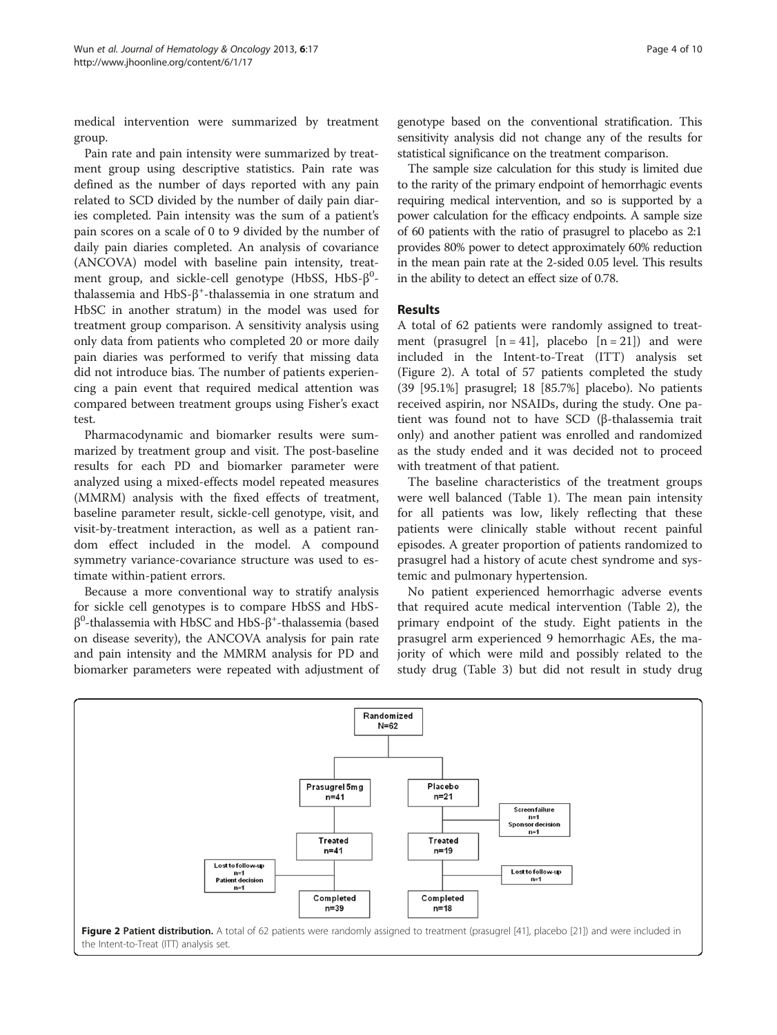medical intervention were summarized by treatment group.

Pain rate and pain intensity were summarized by treatment group using descriptive statistics. Pain rate was defined as the number of days reported with any pain related to SCD divided by the number of daily pain diaries completed. Pain intensity was the sum of a patient's pain scores on a scale of 0 to 9 divided by the number of daily pain diaries completed. An analysis of covariance (ANCOVA) model with baseline pain intensity, treatment group, and sickle-cell genotype (HbSS, HbS-$\beta^0$-thalassemia and HbS-$\beta^+$-thalassemia in one stratum and HbSC in another stratum) in the model was used for treatment group comparison. A sensitivity analysis using only data from patients who completed 20 or more daily pain diaries was performed to verify that missing data did not introduce bias. The number of patients experiencing a pain event that required medical attention was compared between treatment groups using Fisher's exact test.

Pharmacodynamic and biomarker results were summarized by treatment group and visit. The post-baseline results for each PD and biomarker parameter were analyzed using a mixed-effects model repeated measures (MMRM) analysis with the fixed effects of treatment, baseline parameter result, sickle-cell genotype, visit, and visit-by-treatment interaction, as well as a patient random effect included in the model. A compound symmetry variance-covariance structure was used to estimate within-patient errors.

Because a more conventional way to stratify analysis for sickle cell genotypes is to compare HbSS and HbS-$\beta^0$-thalassemia with HbSC and HbS-$\beta^+$-thalassemia (based on disease severity), the ANCOVA analysis for pain rate and pain intensity and the MMRM analysis for PD and biomarker parameters were repeated with adjustment of genotype based on the conventional stratification. This sensitivity analysis did not change any of the results for statistical significance on the treatment comparison.

The sample size calculation for this study is limited due to the rarity of the primary endpoint of hemorrhagic events requiring medical intervention, and so is supported by a power calculation for the efficacy endpoints. A sample size of 60 patients with the ratio of prasugrel to placebo as 2:1 provides 80% power to detect approximately 60% reduction in the mean pain rate at the 2-sided 0.05 level. This results in the ability to detect an effect size of 0.78.

## Results

A total of 62 patients were randomly assigned to treatment (prasugrel [n = 41], placebo [n = 21]) and were included in the Intent-to-Treat (ITT) analysis set (Figure 2). A total of 57 patients completed the study (39 [95.1%] prasugrel; 18 [85.7%] placebo). No patients received aspirin, nor NSAIDs, during the study. One patient was found not to have SCD (β-thalassemia trait only) and another patient was enrolled and randomized as the study ended and it was decided not to proceed with treatment of that patient.

The baseline characteristics of the treatment groups were well balanced (Table 1). The mean pain intensity for all patients was low, likely reflecting that these patients were clinically stable without recent painful episodes. A greater proportion of patients randomized to prasugrel had a history of acute chest syndrome and systemic and pulmonary hypertension.

No patient experienced hemorrhagic adverse events that required acute medical intervention (Table 2), the primary endpoint of the study. Eight patients in the prasugrel arm experienced 9 hemorrhagic AEs, the majority of which were mild and possibly related to the study drug (Table 3) but did not result in study drug

Randomized N=62 → Prasugrel 5mg n=41 → Treated n=41 → (Lost to follow-up n=1; Patient decision n=1) → Completed n=39

Placebo n=21 → (Screen failure n=1; Sponsor decision n=1) → Treated n=19 → (Lost to follow-up n=1) → Completed n=18

**Figure 2 Patient distribution.** A total of 62 patients were randomly assigned to treatment (prasugrel [41], placebo [21]) and were included in the Intent-to-Treat (ITT) analysis set.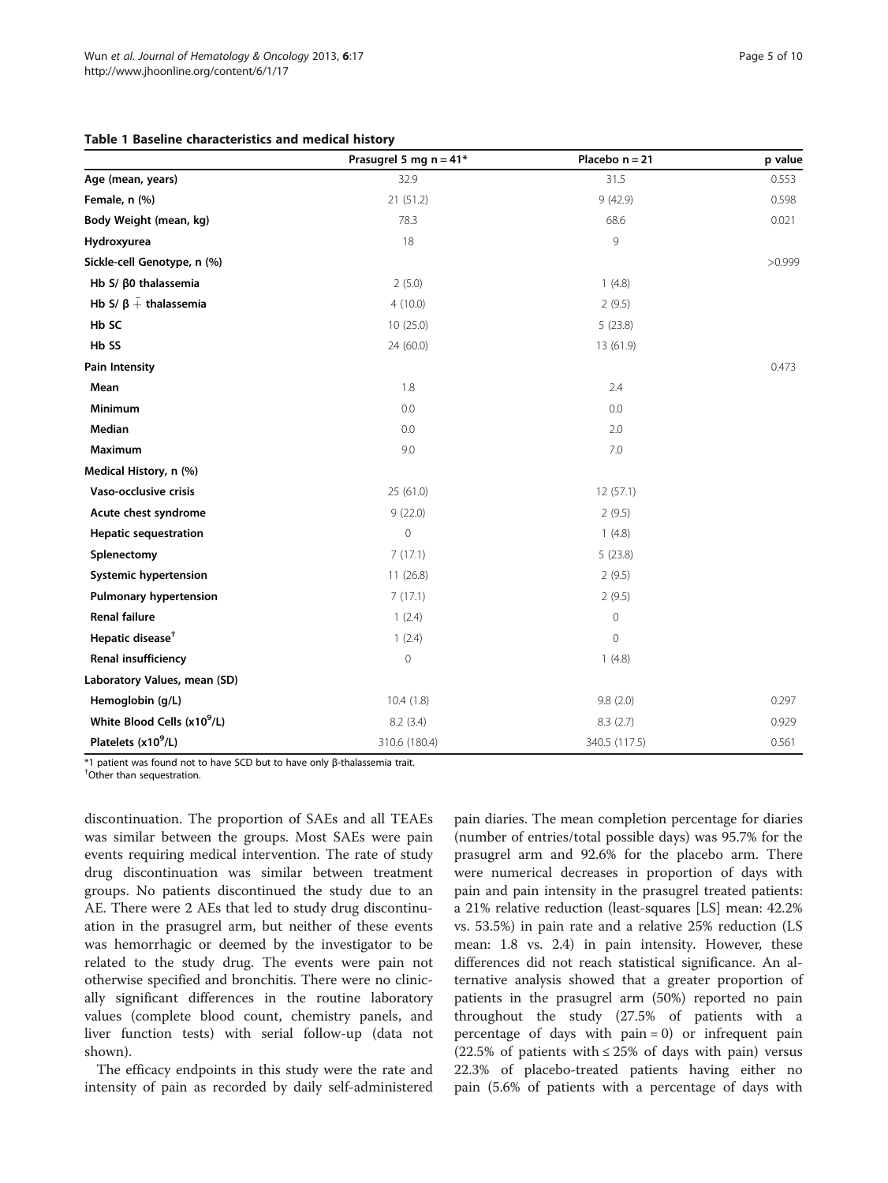**Table 1 Baseline characteristics and medical history**

| | Prasugrel 5 mg n = 41* | Placebo n = 21 | p value |
|---|---|---|---|
| **Age (mean, years)** | 32.9 | 31.5 | 0.553 |
| **Female, n (%)** | 21 (51.2) | 9 (42.9) | 0.598 |
| **Body Weight (mean, kg)** | 78.3 | 68.6 | 0.021 |
| **Hydroxyurea** | 18 | 9 | |
| **Sickle-cell Genotype, n (%)** | | | >0.999 |
| **Hb S/ β0 thalassemia** | 2 (5.0) | 1 (4.8) | |
| **Hb S/ β + thalassemia** | 4 (10.0) | 2 (9.5) | |
| **Hb SC** | 10 (25.0) | 5 (23.8) | |
| **Hb SS** | 24 (60.0) | 13 (61.9) | |
| **Pain Intensity** | | | 0.473 |
| **Mean** | 1.8 | 2.4 | |
| **Minimum** | 0.0 | 0.0 | |
| **Median** | 0.0 | 2.0 | |
| **Maximum** | 9.0 | 7.0 | |
| **Medical History, n (%)** | | | |
| **Vaso-occlusive crisis** | 25 (61.0) | 12 (57.1) | |
| **Acute chest syndrome** | 9 (22.0) | 2 (9.5) | |
| **Hepatic sequestration** | 0 | 1 (4.8) | |
| **Splenectomy** | 7 (17.1) | 5 (23.8) | |
| **Systemic hypertension** | 11 (26.8) | 2 (9.5) | |
| **Pulmonary hypertension** | 7 (17.1) | 2 (9.5) | |
| **Renal failure** | 1 (2.4) | 0 | |
| **Hepatic disease**[†] | 1 (2.4) | 0 | |
| **Renal insufficiency** | 0 | 1 (4.8) | |
| **Laboratory Values, mean (SD)** | | | |
| **Hemoglobin (g/L)** | 10.4 (1.8) | 9.8 (2.0) | 0.297 |
| **White Blood Cells ($x10^9$/L)** | 8.2 (3.4) | 8.3 (2.7) | 0.929 |
| **Platelets ($x10^9$/L)** | 310.6 (180.4) | 340.5 (117.5) | 0.561 |

*1 patient was found not to have SCD but to have only β-thalassemia trait.
†Other than sequestration.

discontinuation. The proportion of SAEs and all TEAEs was similar between the groups. Most SAEs were pain events requiring medical intervention. The rate of study drug discontinuation was similar between treatment groups. No patients discontinued the study due to an AE. There were 2 AEs that led to study drug discontinuation in the prasugrel arm, but neither of these events was hemorrhagic or deemed by the investigator to be related to the study drug. The events were pain not otherwise specified and bronchitis. There were no clinically significant differences in the routine laboratory values (complete blood count, chemistry panels, and liver function tests) with serial follow-up (data not shown).

The efficacy endpoints in this study were the rate and intensity of pain as recorded by daily self-administered pain diaries. The mean completion percentage for diaries (number of entries/total possible days) was 95.7% for the prasugrel arm and 92.6% for the placebo arm. There were numerical decreases in proportion of days with pain and pain intensity in the prasugrel treated patients: a 21% relative reduction (least-squares [LS] mean: 42.2% vs. 53.5%) in pain rate and a relative 25% reduction (LS mean: 1.8 vs. 2.4) in pain intensity. However, these differences did not reach statistical significance. An alternative analysis showed that a greater proportion of patients in the prasugrel arm (50%) reported no pain throughout the study (27.5% of patients with a percentage of days with pain = 0) or infrequent pain (22.5% of patients with ≤ 25% of days with pain) versus 22.3% of placebo-treated patients having either no pain (5.6% of patients with a percentage of days with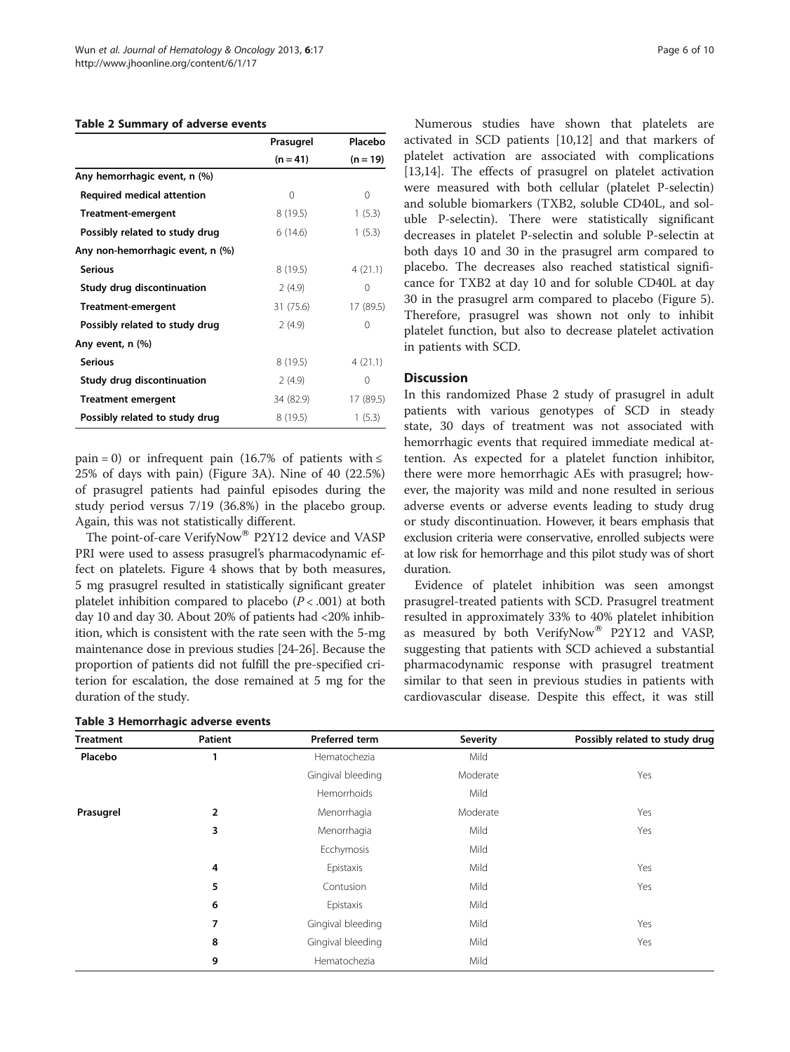**Table 2 Summary of adverse events**

| | Prasugrel (n = 41) | Placebo (n = 19) |
|---|---|---|
| **Any hemorrhagic event, n (%)** | | |
| Required medical attention | 0 | 0 |
| Treatment-emergent | 8 (19.5) | 1 (5.3) |
| Possibly related to study drug | 6 (14.6) | 1 (5.3) |
| **Any non-hemorrhagic event, n (%)** | | |
| Serious | 8 (19.5) | 4 (21.1) |
| Study drug discontinuation | 2 (4.9) | 0 |
| Treatment-emergent | 31 (75.6) | 17 (89.5) |
| Possibly related to study drug | 2 (4.9) | 0 |
| **Any event, n (%)** | | |
| Serious | 8 (19.5) | 4 (21.1) |
| Study drug discontinuation | 2 (4.9) | 0 |
| Treatment emergent | 34 (82.9) | 17 (89.5) |
| Possibly related to study drug | 8 (19.5) | 1 (5.3) |

pain = 0) or infrequent pain (16.7% of patients with ≤ 25% of days with pain) (Figure 3A). Nine of 40 (22.5%) of prasugrel patients had painful episodes during the study period versus 7/19 (36.8%) in the placebo group. Again, this was not statistically different.

The point-of-care VerifyNow® P2Y12 device and VASP PRI were used to assess prasugrel's pharmacodynamic effect on platelets. Figure 4 shows that by both measures, 5 mg prasugrel resulted in statistically significant greater platelet inhibition compared to placebo ($P < .001$) at both day 10 and day 30. About 20% of patients had <20% inhibition, which is consistent with the rate seen with the 5-mg maintenance dose in previous studies [24-26]. Because the proportion of patients did not fulfill the pre-specified criterion for escalation, the dose remained at 5 mg for the duration of the study.

Numerous studies have shown that platelets are activated in SCD patients [10,12] and that markers of platelet activation are associated with complications [13,14]. The effects of prasugrel on platelet activation were measured with both cellular (platelet P-selectin) and soluble biomarkers (TXB2, soluble CD40L, and soluble P-selectin). There were statistically significant decreases in platelet P-selectin and soluble P-selectin at both days 10 and 30 in the prasugrel arm compared to placebo. The decreases also reached statistical significance for TXB2 at day 10 and for soluble CD40L at day 30 in the prasugrel arm compared to placebo (Figure 5). Therefore, prasugrel was shown not only to inhibit platelet function, but also to decrease platelet activation in patients with SCD.

## Discussion

In this randomized Phase 2 study of prasugrel in adult patients with various genotypes of SCD in steady state, 30 days of treatment was not associated with hemorrhagic events that required immediate medical attention. As expected for a platelet function inhibitor, there were more hemorrhagic AEs with prasugrel; however, the majority was mild and none resulted in serious adverse events or adverse events leading to study drug or study discontinuation. However, it bears emphasis that exclusion criteria were conservative, enrolled subjects were at low risk for hemorrhage and this pilot study was of short duration.

Evidence of platelet inhibition was seen amongst prasugrel-treated patients with SCD. Prasugrel treatment resulted in approximately 33% to 40% platelet inhibition as measured by both VerifyNow® P2Y12 and VASP, suggesting that patients with SCD achieved a substantial pharmacodynamic response with prasugrel treatment similar to that seen in previous studies in patients with cardiovascular disease. Despite this effect, it was still

**Table 3 Hemorrhagic adverse events**

| Treatment | Patient | Preferred term | Severity | Possibly related to study drug |
|---|---|---|---|---|
| **Placebo** | **1** | Hematochezia | Mild | |
| | | Gingival bleeding | Moderate | Yes |
| | | Hemorrhoids | Mild | |
| **Prasugrel** | **2** | Menorrhagia | Moderate | Yes |
| | **3** | Menorrhagia | Mild | Yes |
| | | Ecchymosis | Mild | |
| | **4** | Epistaxis | Mild | Yes |
| | **5** | Contusion | Mild | Yes |
| | **6** | Epistaxis | Mild | |
| | **7** | Gingival bleeding | Mild | Yes |
| | **8** | Gingival bleeding | Mild | Yes |
| | **9** | Hematochezia | Mild | |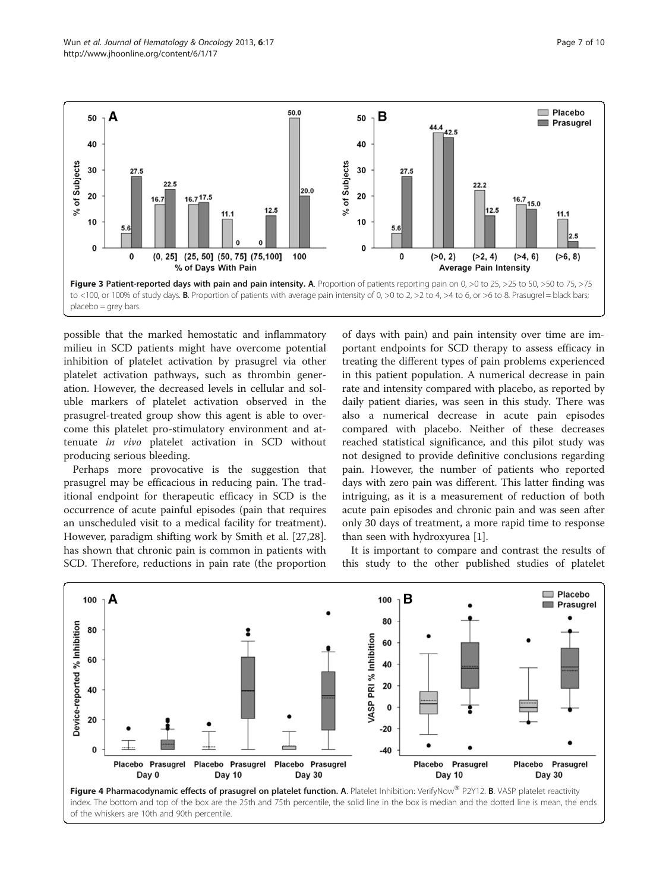Figure 3 Patient-reported days with pain and pain intensity. A. Proportion of patients reporting pain on 0, >0 to 25, >25 to 50, >50 to 75, >75 to <100, or 100% of study days. B. Proportion of patients with average pain intensity of 0, >0 to 2, >2 to 4, >4 to 6, or >6 to 8. Prasugrel = black bars; placebo = grey bars.

possible that the marked hemostatic and inflammatory milieu in SCD patients might have overcome potential inhibition of platelet activation by prasugrel via other platelet activation pathways, such as thrombin generation. However, the decreased levels in cellular and soluble markers of platelet activation observed in the prasugrel-treated group show this agent is able to overcome this platelet pro-stimulatory environment and attenuate *in vivo* platelet activation in SCD without producing serious bleeding.

Perhaps more provocative is the suggestion that prasugrel may be efficacious in reducing pain. The traditional endpoint for therapeutic efficacy in SCD is the occurrence of acute painful episodes (pain that requires an unscheduled visit to a medical facility for treatment). However, paradigm shifting work by Smith et al. [27,28]. has shown that chronic pain is common in patients with SCD. Therefore, reductions in pain rate (the proportion of days with pain) and pain intensity over time are important endpoints for SCD therapy to assess efficacy in treating the different types of pain problems experienced in this patient population. A numerical decrease in pain rate and intensity compared with placebo, as reported by daily patient diaries, was seen in this study. There was also a numerical decrease in acute pain episodes compared with placebo. Neither of these decreases reached statistical significance, and this pilot study was not designed to provide definitive conclusions regarding pain. However, the number of patients who reported days with zero pain was different. This latter finding was intriguing, as it is a measurement of reduction of both acute pain episodes and chronic pain and was seen after only 30 days of treatment, a more rapid time to response than seen with hydroxyurea [1].

It is important to compare and contrast the results of this study to the other published studies of platelet

Figure 4 Pharmacodynamic effects of prasugrel on platelet function. A. Platelet Inhibition: VerifyNow® P2Y12. B. VASP platelet reactivity index. The bottom and top of the box are the 25th and 75th percentile, the solid line in the box is median and the dotted line is mean, the ends of the whiskers are 10th and 90th percentile.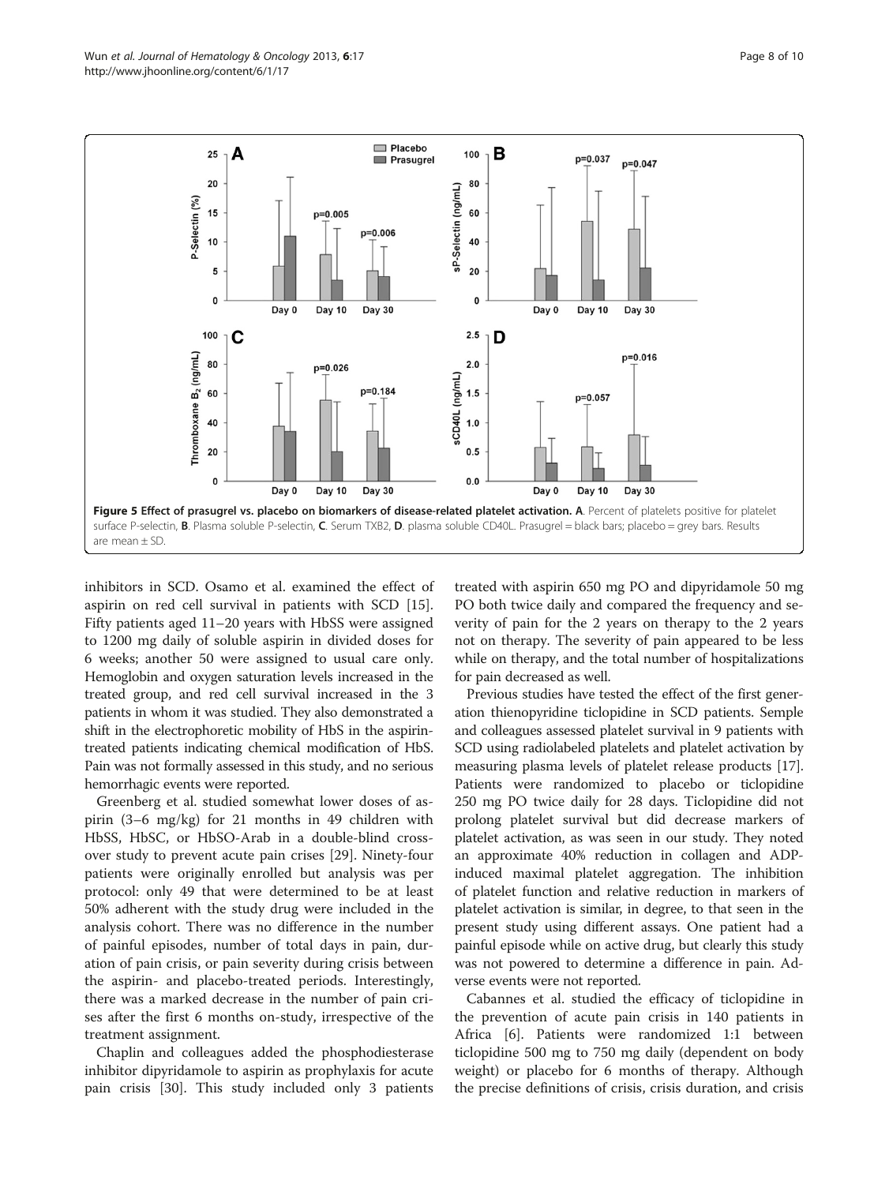**Figure 5 Effect of prasugrel vs. placebo on biomarkers of disease-related platelet activation. A**. Percent of platelets positive for platelet surface P-selectin, **B**. Plasma soluble P-selectin, **C**. Serum TXB2, **D**. plasma soluble CD40L. Prasugrel = black bars; placebo = grey bars. Results are mean ± SD.

inhibitors in SCD. Osamo et al. examined the effect of aspirin on red cell survival in patients with SCD [15]. Fifty patients aged 11–20 years with HbSS were assigned to 1200 mg daily of soluble aspirin in divided doses for 6 weeks; another 50 were assigned to usual care only. Hemoglobin and oxygen saturation levels increased in the treated group, and red cell survival increased in the 3 patients in whom it was studied. They also demonstrated a shift in the electrophoretic mobility of HbS in the aspirin-treated patients indicating chemical modification of HbS. Pain was not formally assessed in this study, and no serious hemorrhagic events were reported.

Greenberg et al. studied somewhat lower doses of aspirin (3–6 mg/kg) for 21 months in 49 children with HbSS, HbSC, or HbSO-Arab in a double-blind crossover study to prevent acute pain crises [29]. Ninety-four patients were originally enrolled but analysis was per protocol: only 49 that were determined to be at least 50% adherent with the study drug were included in the analysis cohort. There was no difference in the number of painful episodes, number of total days in pain, duration of pain crisis, or pain severity during crisis between the aspirin- and placebo-treated periods. Interestingly, there was a marked decrease in the number of pain crises after the first 6 months on-study, irrespective of the treatment assignment.

Chaplin and colleagues added the phosphodiesterase inhibitor dipyridamole to aspirin as prophylaxis for acute pain crisis [30]. This study included only 3 patients treated with aspirin 650 mg PO and dipyridamole 50 mg PO both twice daily and compared the frequency and severity of pain for the 2 years on therapy to the 2 years not on therapy. The severity of pain appeared to be less while on therapy, and the total number of hospitalizations for pain decreased as well.

Previous studies have tested the effect of the first generation thienopyridine ticlopidine in SCD patients. Semple and colleagues assessed platelet survival in 9 patients with SCD using radiolabeled platelets and platelet activation by measuring plasma levels of platelet release products [17]. Patients were randomized to placebo or ticlopidine 250 mg PO twice daily for 28 days. Ticlopidine did not prolong platelet survival but did decrease markers of platelet activation, as was seen in our study. They noted an approximate 40% reduction in collagen and ADP-induced maximal platelet aggregation. The inhibition of platelet function and relative reduction in markers of platelet activation is similar, in degree, to that seen in the present study using different assays. One patient had a painful episode while on active drug, but clearly this study was not powered to determine a difference in pain. Adverse events were not reported.

Cabannes et al. studied the efficacy of ticlopidine in the prevention of acute pain crisis in 140 patients in Africa [6]. Patients were randomized 1:1 between ticlopidine 500 mg to 750 mg daily (dependent on body weight) or placebo for 6 months of therapy. Although the precise definitions of crisis, crisis duration, and crisis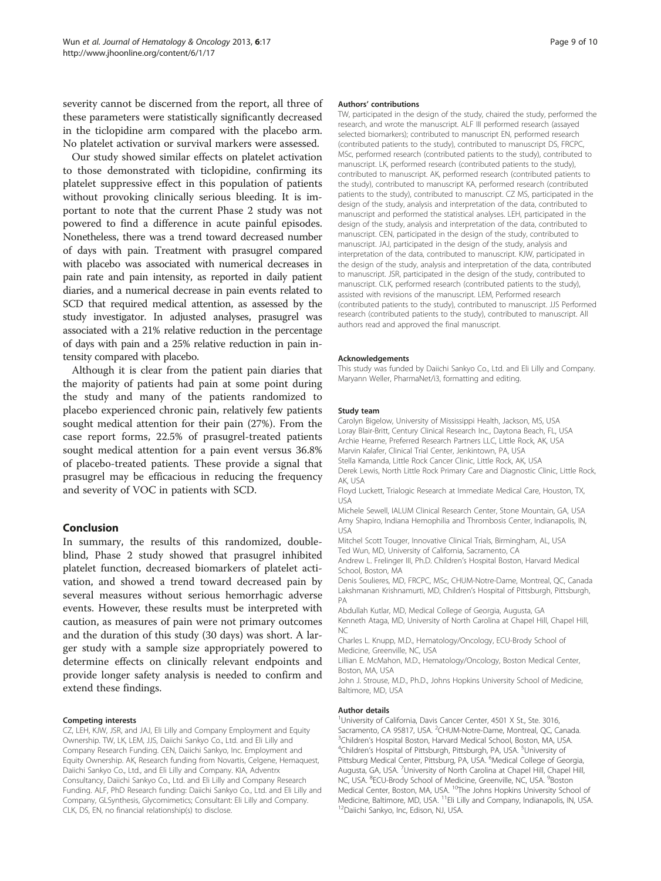severity cannot be discerned from the report, all three of these parameters were statistically significantly decreased in the ticlopidine arm compared with the placebo arm. No platelet activation or survival markers were assessed.

Our study showed similar effects on platelet activation to those demonstrated with ticlopidine, confirming its platelet suppressive effect in this population of patients without provoking clinically serious bleeding. It is important to note that the current Phase 2 study was not powered to find a difference in acute painful episodes. Nonetheless, there was a trend toward decreased number of days with pain. Treatment with prasugrel compared with placebo was associated with numerical decreases in pain rate and pain intensity, as reported in daily patient diaries, and a numerical decrease in pain events related to SCD that required medical attention, as assessed by the study investigator. In adjusted analyses, prasugrel was associated with a 21% relative reduction in the percentage of days with pain and a 25% relative reduction in pain intensity compared with placebo.

Although it is clear from the patient pain diaries that the majority of patients had pain at some point during the study and many of the patients randomized to placebo experienced chronic pain, relatively few patients sought medical attention for their pain (27%). From the case report forms, 22.5% of prasugrel-treated patients sought medical attention for a pain event versus 36.8% of placebo-treated patients. These provide a signal that prasugrel may be efficacious in reducing the frequency and severity of VOC in patients with SCD.

## Conclusion

In summary, the results of this randomized, double-blind, Phase 2 study showed that prasugrel inhibited platelet function, decreased biomarkers of platelet activation, and showed a trend toward decreased pain by several measures without serious hemorrhagic adverse events. However, these results must be interpreted with caution, as measures of pain were not primary outcomes and the duration of this study (30 days) was short. A larger study with a sample size appropriately powered to determine effects on clinically relevant endpoints and provide longer safety analysis is needed to confirm and extend these findings.

#### Competing interests

CZ, LEH, KJW, JSR, and JAJ, Eli Lilly and Company Employment and Equity Ownership. TW, LK, LEM, JJS, Daiichi Sankyo Co., Ltd. and Eli Lilly and Company Research Funding. CEN, Daiichi Sankyo, Inc. Employment and Equity Ownership. AK, Research funding from Novartis, Celgene, Hemaquest, Daiichi Sankyo Co., Ltd., and Eli Lilly and Company. KIA, Adventrx Consultancy, Daiichi Sankyo Co., Ltd. and Eli Lilly and Company Research Funding. ALF, PhD Research funding: Daiichi Sankyo Co., Ltd. and Eli Lilly and Company, GLSynthesis, Glycomimetics; Consultant: Eli Lilly and Company. CLK, DS, EN, no financial relationship(s) to disclose.

#### Authors' contributions

TW, participated in the design of the study, chaired the study, performed the research, and wrote the manuscript. ALF III performed research (assayed selected biomarkers); contributed to manuscript EN, performed research (contributed patients to the study), contributed to manuscript DS, FRCPC, MSc, performed research (contributed patients to the study), contributed to manuscript. LK, performed research (contributed patients to the study), contributed to manuscript. AK, performed research (contributed patients to the study), contributed to manuscript KA, performed research (contributed patients to the study), contributed to manuscript. CZ MS, participated in the design of the study, analysis and interpretation of the data, contributed to manuscript and performed the statistical analyses. LEH, participated in the design of the study, analysis and interpretation of the data, contributed to manuscript. CEN, participated in the design of the study, contributed to manuscript. JAJ, participated in the design of the study, analysis and interpretation of the data, contributed to manuscript. KJW, participated in the design of the study, analysis and interpretation of the data, contributed to manuscript. JSR, participated in the design of the study, contributed to manuscript. CLK, performed research (contributed patients to the study), assisted with revisions of the manuscript. LEM, Performed research (contributed patients to the study), contributed to manuscript. JJS Performed research (contributed patients to the study), contributed to manuscript. All authors read and approved the final manuscript.

#### Acknowledgements

This study was funded by Daiichi Sankyo Co., Ltd. and Eli Lilly and Company. Maryann Weller, PharmaNet/i3, formatting and editing.

#### Study team

Carolyn Bigelow, University of Mississippi Health, Jackson, MS, USA
Loray Blair-Britt, Century Clinical Research Inc., Daytona Beach, FL, USA
Archie Hearne, Preferred Research Partners LLC, Little Rock, AK, USA
Marvin Kalafer, Clinical Trial Center, Jenkintown, PA, USA
Stella Kamanda, Little Rock Cancer Clinic, Little Rock, AK, USA
Derek Lewis, North Little Rock Primary Care and Diagnostic Clinic, Little Rock, AK, USA
Floyd Luckett, Trialogic Research at Immediate Medical Care, Houston, TX, USA
Michele Sewell, IALUM Clinical Research Center, Stone Mountain, GA, USA
Amy Shapiro, Indiana Hemophilia and Thrombosis Center, Indianapolis, IN, USA
Mitchel Scott Touger, Innovative Clinical Trials, Birmingham, AL, USA
Ted Wun, MD, University of California, Sacramento, CA
Andrew L. Frelinger III, Ph.D. Children's Hospital Boston, Harvard Medical School, Boston, MA
Denis Soulieres, MD, FRCPC, MSc, CHUM-Notre-Dame, Montreal, QC, Canada
Lakshmanan Krishnamurti, MD, Children's Hospital of Pittsburgh, Pittsburgh, PA
Abdullah Kutlar, MD, Medical College of Georgia, Augusta, GA
Kenneth Ataga, MD, University of North Carolina at Chapel Hill, Chapel Hill, NC
Charles L. Knupp, M.D., Hematology/Oncology, ECU-Brody School of Medicine, Greenville, NC, USA
Lillian E. McMahon, M.D., Hematology/Oncology, Boston Medical Center, Boston, MA, USA
John J. Strouse, M.D., Ph.D., Johns Hopkins University School of Medicine, Baltimore, MD, USA

#### Author details

[1]University of California, Davis Cancer Center, 4501 X St., Ste. 3016, Sacramento, CA 95817, USA. [2]CHUM-Notre-Dame, Montreal, QC, Canada. [3]Children's Hospital Boston, Harvard Medical School, Boston, MA, USA. [4]Children's Hospital of Pittsburgh, Pittsburgh, PA, USA. [5]University of Pittsburg Medical Center, Pittsburg, PA, USA. [6]Medical College of Georgia, Augusta, GA, USA. [7]University of North Carolina at Chapel Hill, Chapel Hill, NC, USA. [8]ECU-Brody School of Medicine, Greenville, NC, USA. [9]Boston Medical Center, Boston, MA, USA. [10]The Johns Hopkins University School of Medicine, Baltimore, MD, USA. [11]Eli Lilly and Company, Indianapolis, IN, USA. [12]Daiichi Sankyo, Inc, Edison, NJ, USA.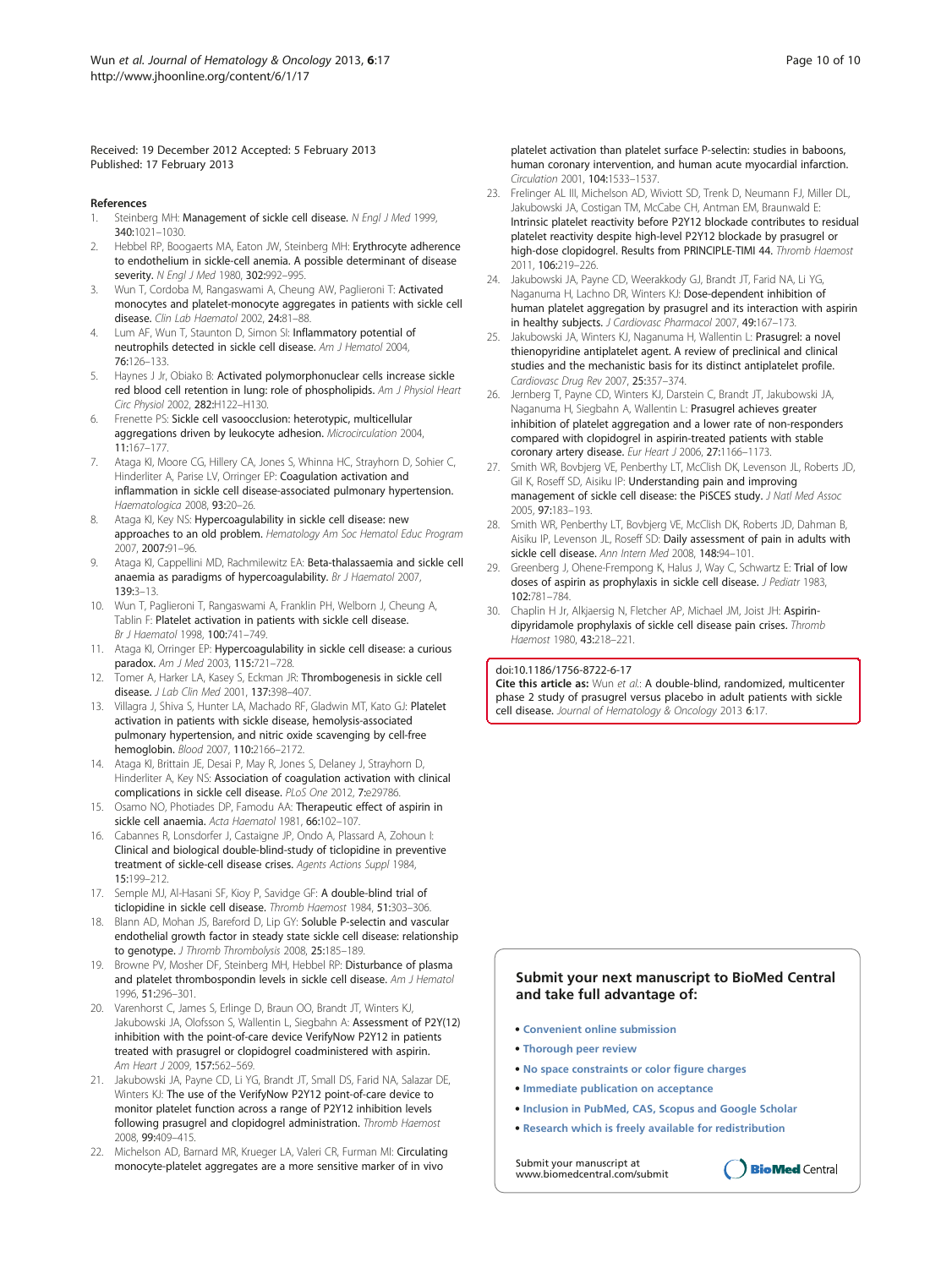Received: 19 December 2012 Accepted: 5 February 2013
Published: 17 February 2013

## References

1. Steinberg MH: **Management of sickle cell disease.** *N Engl J Med* 1999, **340**:1021–1030.
2. Hebbel RP, Boogaerts MA, Eaton JW, Steinberg MH: **Erythrocyte adherence to endothelium in sickle-cell anemia. A possible determinant of disease severity.** *N Engl J Med* 1980, **302**:992–995.
3. Wun T, Cordoba M, Rangaswami A, Cheung AW, Paglieroni T: **Activated monocytes and platelet-monocyte aggregates in patients with sickle cell disease.** *Clin Lab Haematol* 2002, **24**:81–88.
4. Lum AF, Wun T, Staunton D, Simon SI: **Inflammatory potential of neutrophils detected in sickle cell disease.** *Am J Hematol* 2004, **76**:126–133.
5. Haynes J Jr, Obiako B: **Activated polymorphonuclear cells increase sickle red blood cell retention in lung: role of phospholipids.** *Am J Physiol Heart Circ Physiol* 2002, **282**:H122–H130.
6. Frenette PS: **Sickle cell vasoocclusion: heterotypic, multicellular aggregations driven by leukocyte adhesion.** *Microcirculation* 2004, **11**:167–177.
7. Ataga KI, Moore CG, Hillery CA, Jones S, Whinna HC, Strayhorn D, Sohier C, Hinderliter A, Parise LV, Orringer EP: **Coagulation activation and inflammation in sickle cell disease-associated pulmonary hypertension.** *Haematologica* 2008, **93**:20–26.
8. Ataga KI, Key NS: **Hypercoagulability in sickle cell disease: new approaches to an old problem.** *Hematology Am Soc Hematol Educ Program* 2007, **2007**:91–96.
9. Ataga KI, Cappellini MD, Rachmilewitz EA: **Beta-thalassaemia and sickle cell anaemia as paradigms of hypercoagulability.** *Br J Haematol* 2007, **139**:3–13.
10. Wun T, Paglieroni T, Rangaswami A, Franklin PH, Welborn J, Cheung A, Tablin F: **Platelet activation in patients with sickle cell disease.** *Br J Haematol* 1998, **100**:741–749.
11. Ataga KI, Orringer EP: **Hypercoagulability in sickle cell disease: a curious paradox.** *Am J Med* 2003, **115**:721–728.
12. Tomer A, Harker LA, Kasey S, Eckman JR: **Thrombogenesis in sickle cell disease.** *J Lab Clin Med* 2001, **137**:398–407.
13. Villagra J, Shiva S, Hunter LA, Machado RF, Gladwin MT, Kato GJ: **Platelet activation in patients with sickle disease, hemolysis-associated pulmonary hypertension, and nitric oxide scavenging by cell-free hemoglobin.** *Blood* 2007, **110**:2166–2172.
14. Ataga KI, Brittain JE, Desai P, May R, Jones S, Delaney J, Strayhorn D, Hinderliter A, Key NS: **Association of coagulation activation with clinical complications in sickle cell disease.** *PLoS One* 2012, **7**:e29786.
15. Osamo NO, Photiades DP, Famodu AA: **Therapeutic effect of aspirin in sickle cell anaemia.** *Acta Haematol* 1981, **66**:102–107.
16. Cabannes R, Lonsdorfer J, Castaigne JP, Ondo A, Plassard A, Zohoun I: **Clinical and biological double-blind-study of ticlopidine in preventive treatment of sickle-cell disease crises.** *Agents Actions Suppl* 1984, **15**:199–212.
17. Semple MJ, Al-Hasani SF, Kioy P, Savidge GF: **A double-blind trial of ticlopidine in sickle cell disease.** *Thromb Haemost* 1984, **51**:303–306.
18. Blann AD, Mohan JS, Bareford D, Lip GY: **Soluble P-selectin and vascular endothelial growth factor in steady state sickle cell disease: relationship to genotype.** *J Thromb Thrombolysis* 2008, **25**:185–189.
19. Browne PV, Mosher DF, Steinberg MH, Hebbel RP: **Disturbance of plasma and platelet thrombospondin levels in sickle cell disease.** *Am J Hematol* 1996, **51**:296–301.
20. Varenhorst C, James S, Erlinge D, Braun OO, Brandt JT, Winters KJ, Jakubowski JA, Olofsson S, Wallentin L, Siegbahn A: **Assessment of P2Y(12) inhibition with the point-of-care device VerifyNow P2Y12 in patients treated with prasugrel or clopidogrel coadministered with aspirin.** *Am Heart J* 2009, **157**:562–569.
21. Jakubowski JA, Payne CD, Li YG, Brandt JT, Small DS, Farid NA, Salazar DE, Winters KJ: **The use of the VerifyNow P2Y12 point-of-care device to monitor platelet function across a range of P2Y12 inhibition levels following prasugrel and clopidogrel administration.** *Thromb Haemost* 2008, **99**:409–415.
22. Michelson AD, Barnard MR, Krueger LA, Valeri CR, Furman MI: **Circulating monocyte-platelet aggregates are a more sensitive marker of in vivo platelet activation than platelet surface P-selectin: studies in baboons, human coronary intervention, and human acute myocardial infarction.** *Circulation* 2001, **104**:1533–1537.
23. Frelinger AL III, Michelson AD, Wiviott SD, Trenk D, Neumann FJ, Miller DL, Jakubowski JA, Costigan TM, McCabe CH, Antman EM, Braunwald E: **Intrinsic platelet reactivity before P2Y12 blockade contributes to residual platelet reactivity despite high-level P2Y12 blockade by prasugrel or high-dose clopidogrel. Results from PRINCIPLE-TIMI 44.** *Thromb Haemost* 2011, **106**:219–226.
24. Jakubowski JA, Payne CD, Weerakkody GJ, Brandt JT, Farid NA, Li YG, Naganuma H, Lachno DR, Winters KJ: **Dose-dependent inhibition of human platelet aggregation by prasugrel and its interaction with aspirin in healthy subjects.** *J Cardiovasc Pharmacol* 2007, **49**:167–173.
25. Jakubowski JA, Winters KJ, Naganuma H, Wallentin L: **Prasugrel: a novel thienopyridine antiplatelet agent. A review of preclinical and clinical studies and the mechanistic basis for its distinct antiplatelet profile.** *Cardiovasc Drug Rev* 2007, **25**:357–374.
26. Jernberg T, Payne CD, Winters KJ, Darstein C, Brandt JT, Jakubowski JA, Naganuma H, Siegbahn A, Wallentin L: **Prasugrel achieves greater inhibition of platelet aggregation and a lower rate of non-responders compared with clopidogrel in aspirin-treated patients with stable coronary artery disease.** *Eur Heart J* 2006, **27**:1166–1173.
27. Smith WR, Bovbjerg VE, Penberthy LT, McClish DK, Levenson JL, Roberts JD, Gil K, Roseff SD, Aisiku IP: **Understanding pain and improving management of sickle cell disease: the PiSCES study.** *J Natl Med Assoc* 2005, **97**:183–193.
28. Smith WR, Penberthy LT, Bovbjerg VE, McClish DK, Roberts JD, Dahman B, Aisiku IP, Levenson JL, Roseff SD: **Daily assessment of pain in adults with sickle cell disease.** *Ann Intern Med* 2008, **148**:94–101.
29. Greenberg J, Ohene-Frempong K, Halus J, Way C, Schwartz E: **Trial of low doses of aspirin as prophylaxis in sickle cell disease.** *J Pediatr* 1983, **102**:781–784.
30. Chaplin H Jr, Alkjaersig N, Fletcher AP, Michael JM, Joist JH: **Aspirin-dipyridamole prophylaxis of sickle cell disease pain crises.** *Thromb Haemost* 1980, **43**:218–221.

doi:10.1186/1756-8722-6-17

**Cite this article as:** Wun *et al.*: A double-blind, randomized, multicenter phase 2 study of prasugrel versus placebo in adult patients with sickle cell disease. *Journal of Hematology & Oncology* 2013 **6**:17.

**Submit your next manuscript to BioMed Central and take full advantage of:**

- **Convenient online submission**
- **Thorough peer review**
- **No space constraints or color figure charges**
- **Immediate publication on acceptance**
- **Inclusion in PubMed, CAS, Scopus and Google Scholar**
- **Research which is freely available for redistribution**

Submit your manuscript at
www.biomedcentral.com/submit

BioMed Central